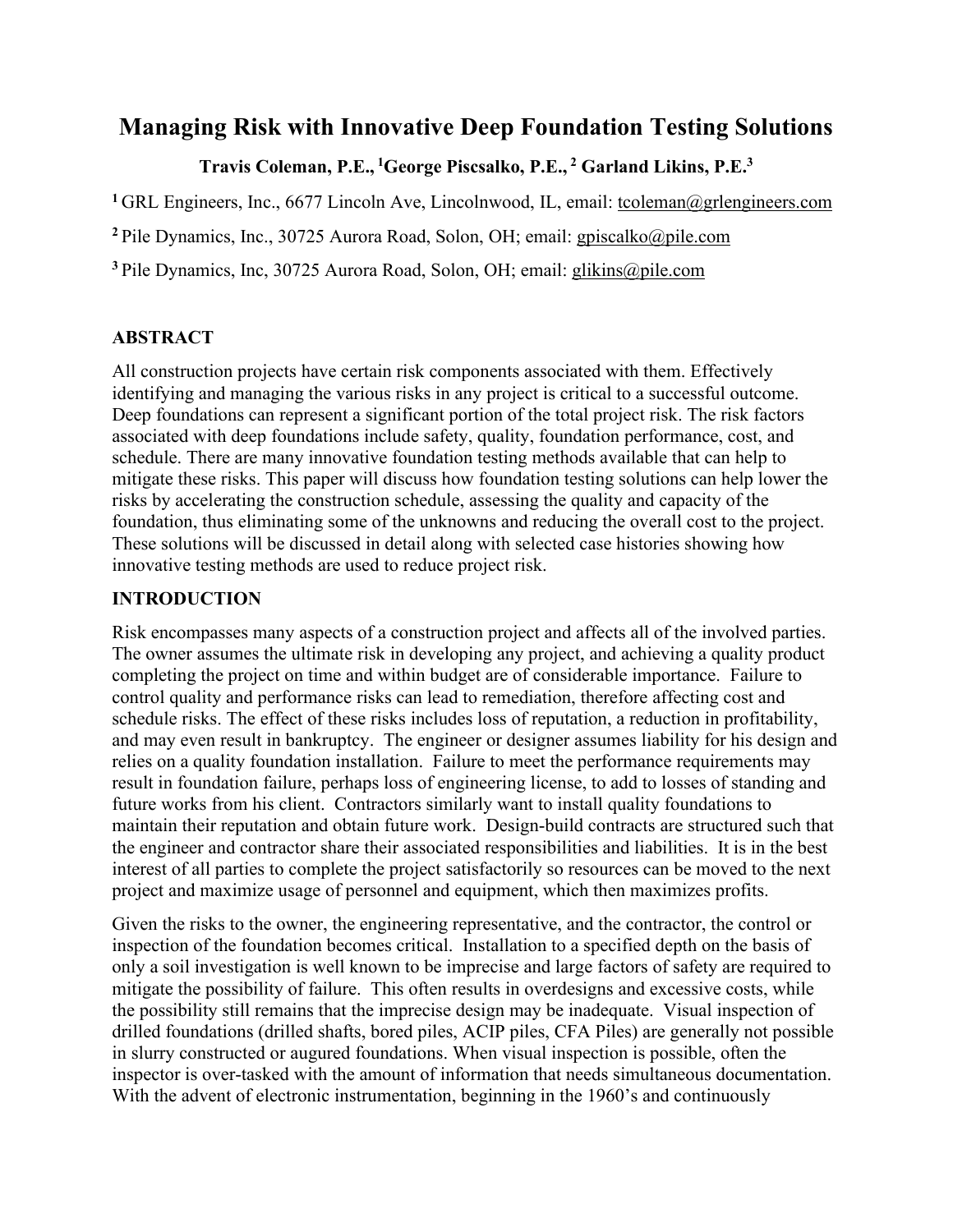# Managing Risk with Innovative Deep Foundation Testing Solutions

**Travis Coleman, P.E.,** [1]**George Piscsalko, P.E.,** [2] **Garland Likins, P.E.**[3]

[1] GRL Engineers, Inc., 6677 Lincoln Ave, Lincolnwood, IL, email: tcoleman@grlengineers.com

[2] Pile Dynamics, Inc., 30725 Aurora Road, Solon, OH; email: gpiscsalko@pile.com

[3] Pile Dynamics, Inc, 30725 Aurora Road, Solon, OH; email: glikins@pile.com

## ABSTRACT

All construction projects have certain risk components associated with them. Effectively identifying and managing the various risks in any project is critical to a successful outcome. Deep foundations can represent a significant portion of the total project risk. The risk factors associated with deep foundations include safety, quality, foundation performance, cost, and schedule. There are many innovative foundation testing methods available that can help to mitigate these risks. This paper will discuss how foundation testing solutions can help lower the risks by accelerating the construction schedule, assessing the quality and capacity of the foundation, thus eliminating some of the unknowns and reducing the overall cost to the project. These solutions will be discussed in detail along with selected case histories showing how innovative testing methods are used to reduce project risk.

## INTRODUCTION

Risk encompasses many aspects of a construction project and affects all of the involved parties. The owner assumes the ultimate risk in developing any project, and achieving a quality product completing the project on time and within budget are of considerable importance. Failure to control quality and performance risks can lead to remediation, therefore affecting cost and schedule risks. The effect of these risks includes loss of reputation, a reduction in profitability, and may even result in bankruptcy. The engineer or designer assumes liability for his design and relies on a quality foundation installation. Failure to meet the performance requirements may result in foundation failure, perhaps loss of engineering license, to add to losses of standing and future works from his client. Contractors similarly want to install quality foundations to maintain their reputation and obtain future work. Design-build contracts are structured such that the engineer and contractor share their associated responsibilities and liabilities. It is in the best interest of all parties to complete the project satisfactorily so resources can be moved to the next project and maximize usage of personnel and equipment, which then maximizes profits.

Given the risks to the owner, the engineering representative, and the contractor, the control or inspection of the foundation becomes critical. Installation to a specified depth on the basis of only a soil investigation is well known to be imprecise and large factors of safety are required to mitigate the possibility of failure. This often results in overdesigns and excessive costs, while the possibility still remains that the imprecise design may be inadequate. Visual inspection of drilled foundations (drilled shafts, bored piles, ACIP piles, CFA Piles) are generally not possible in slurry constructed or augured foundations. When visual inspection is possible, often the inspector is over-tasked with the amount of information that needs simultaneous documentation. With the advent of electronic instrumentation, beginning in the 1960's and continuously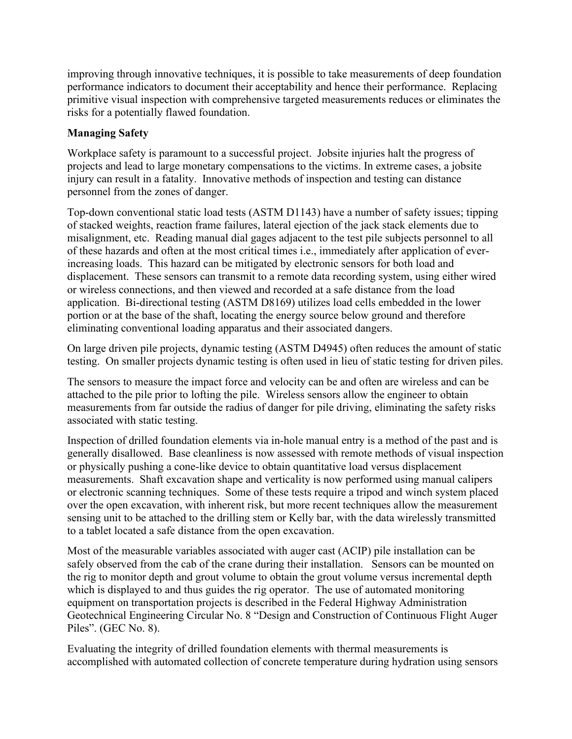improving through innovative techniques, it is possible to take measurements of deep foundation performance indicators to document their acceptability and hence their performance. Replacing primitive visual inspection with comprehensive targeted measurements reduces or eliminates the risks for a potentially flawed foundation.

**Managing Safety**

Workplace safety is paramount to a successful project. Jobsite injuries halt the progress of projects and lead to large monetary compensations to the victims. In extreme cases, a jobsite injury can result in a fatality. Innovative methods of inspection and testing can distance personnel from the zones of danger.

Top-down conventional static load tests (ASTM D1143) have a number of safety issues; tipping of stacked weights, reaction frame failures, lateral ejection of the jack stack elements due to misalignment, etc. Reading manual dial gages adjacent to the test pile subjects personnel to all of these hazards and often at the most critical times i.e., immediately after application of ever-increasing loads. This hazard can be mitigated by electronic sensors for both load and displacement. These sensors can transmit to a remote data recording system, using either wired or wireless connections, and then viewed and recorded at a safe distance from the load application. Bi-directional testing (ASTM D8169) utilizes load cells embedded in the lower portion or at the base of the shaft, locating the energy source below ground and therefore eliminating conventional loading apparatus and their associated dangers.

On large driven pile projects, dynamic testing (ASTM D4945) often reduces the amount of static testing. On smaller projects dynamic testing is often used in lieu of static testing for driven piles.

The sensors to measure the impact force and velocity can be and often are wireless and can be attached to the pile prior to lofting the pile. Wireless sensors allow the engineer to obtain measurements from far outside the radius of danger for pile driving, eliminating the safety risks associated with static testing.

Inspection of drilled foundation elements via in-hole manual entry is a method of the past and is generally disallowed. Base cleanliness is now assessed with remote methods of visual inspection or physically pushing a cone-like device to obtain quantitative load versus displacement measurements. Shaft excavation shape and verticality is now performed using manual calipers or electronic scanning techniques. Some of these tests require a tripod and winch system placed over the open excavation, with inherent risk, but more recent techniques allow the measurement sensing unit to be attached to the drilling stem or Kelly bar, with the data wirelessly transmitted to a tablet located a safe distance from the open excavation.

Most of the measurable variables associated with auger cast (ACIP) pile installation can be safely observed from the cab of the crane during their installation. Sensors can be mounted on the rig to monitor depth and grout volume to obtain the grout volume versus incremental depth which is displayed to and thus guides the rig operator. The use of automated monitoring equipment on transportation projects is described in the Federal Highway Administration Geotechnical Engineering Circular No. 8 "Design and Construction of Continuous Flight Auger Piles". (GEC No. 8).

Evaluating the integrity of drilled foundation elements with thermal measurements is accomplished with automated collection of concrete temperature during hydration using sensors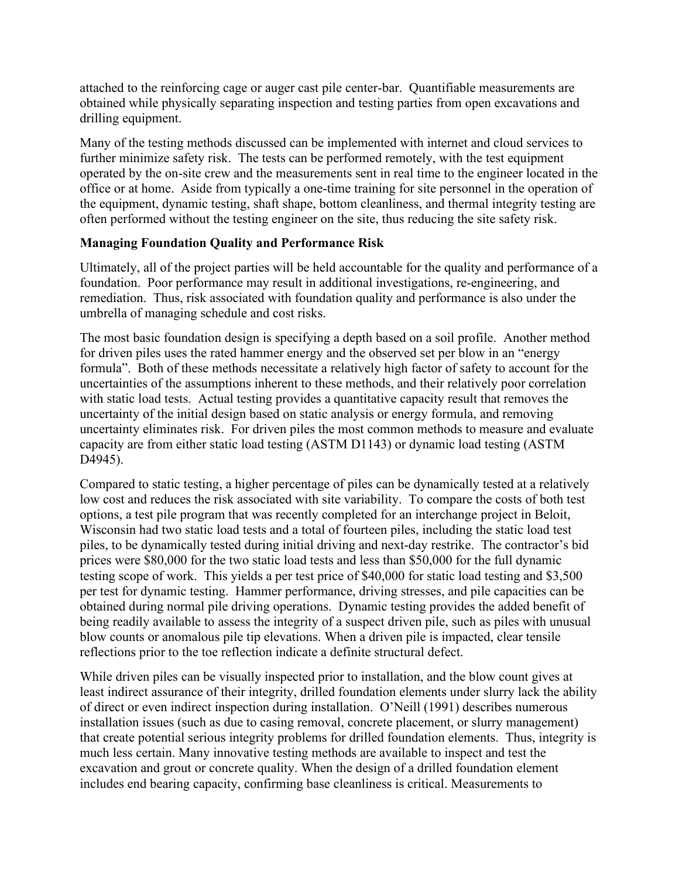attached to the reinforcing cage or auger cast pile center-bar. Quantifiable measurements are obtained while physically separating inspection and testing parties from open excavations and drilling equipment.

Many of the testing methods discussed can be implemented with internet and cloud services to further minimize safety risk. The tests can be performed remotely, with the test equipment operated by the on-site crew and the measurements sent in real time to the engineer located in the office or at home. Aside from typically a one-time training for site personnel in the operation of the equipment, dynamic testing, shaft shape, bottom cleanliness, and thermal integrity testing are often performed without the testing engineer on the site, thus reducing the site safety risk.

**Managing Foundation Quality and Performance Risk**

Ultimately, all of the project parties will be held accountable for the quality and performance of a foundation. Poor performance may result in additional investigations, re-engineering, and remediation. Thus, risk associated with foundation quality and performance is also under the umbrella of managing schedule and cost risks.

The most basic foundation design is specifying a depth based on a soil profile. Another method for driven piles uses the rated hammer energy and the observed set per blow in an "energy formula". Both of these methods necessitate a relatively high factor of safety to account for the uncertainties of the assumptions inherent to these methods, and their relatively poor correlation with static load tests. Actual testing provides a quantitative capacity result that removes the uncertainty of the initial design based on static analysis or energy formula, and removing uncertainty eliminates risk. For driven piles the most common methods to measure and evaluate capacity are from either static load testing (ASTM D1143) or dynamic load testing (ASTM D4945).

Compared to static testing, a higher percentage of piles can be dynamically tested at a relatively low cost and reduces the risk associated with site variability. To compare the costs of both test options, a test pile program that was recently completed for an interchange project in Beloit, Wisconsin had two static load tests and a total of fourteen piles, including the static load test piles, to be dynamically tested during initial driving and next-day restrike. The contractor's bid prices were $80,000 for the two static load tests and less than $50,000 for the full dynamic testing scope of work. This yields a per test price of $40,000 for static load testing and $3,500 per test for dynamic testing. Hammer performance, driving stresses, and pile capacities can be obtained during normal pile driving operations. Dynamic testing provides the added benefit of being readily available to assess the integrity of a suspect driven pile, such as piles with unusual blow counts or anomalous pile tip elevations. When a driven pile is impacted, clear tensile reflections prior to the toe reflection indicate a definite structural defect.

While driven piles can be visually inspected prior to installation, and the blow count gives at least indirect assurance of their integrity, drilled foundation elements under slurry lack the ability of direct or even indirect inspection during installation. O'Neill (1991) describes numerous installation issues (such as due to casing removal, concrete placement, or slurry management) that create potential serious integrity problems for drilled foundation elements. Thus, integrity is much less certain. Many innovative testing methods are available to inspect and test the excavation and grout or concrete quality. When the design of a drilled foundation element includes end bearing capacity, confirming base cleanliness is critical. Measurements to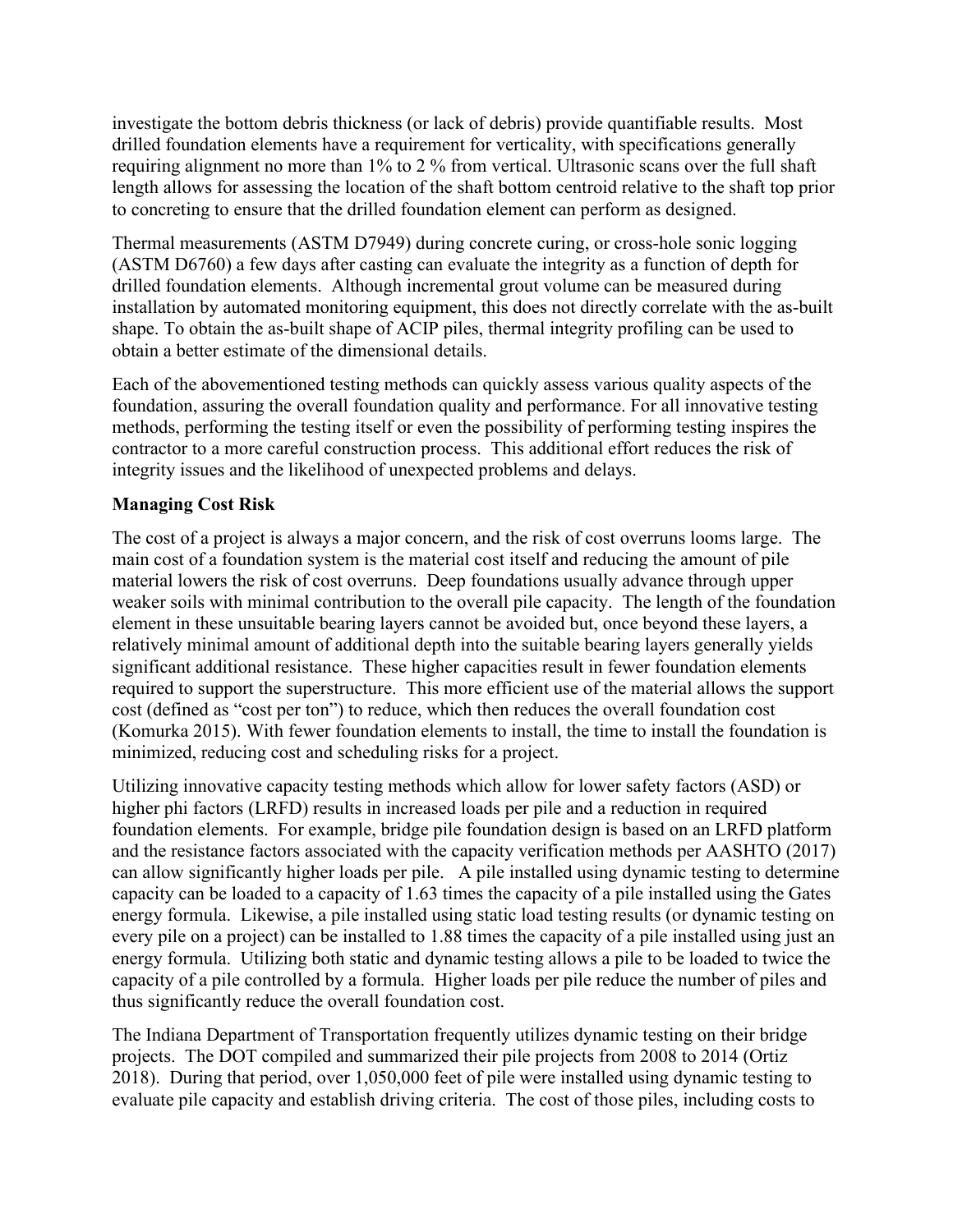investigate the bottom debris thickness (or lack of debris) provide quantifiable results. Most drilled foundation elements have a requirement for verticality, with specifications generally requiring alignment no more than 1% to 2 % from vertical. Ultrasonic scans over the full shaft length allows for assessing the location of the shaft bottom centroid relative to the shaft top prior to concreting to ensure that the drilled foundation element can perform as designed.

Thermal measurements (ASTM D7949) during concrete curing, or cross-hole sonic logging (ASTM D6760) a few days after casting can evaluate the integrity as a function of depth for drilled foundation elements. Although incremental grout volume can be measured during installation by automated monitoring equipment, this does not directly correlate with the as-built shape. To obtain the as-built shape of ACIP piles, thermal integrity profiling can be used to obtain a better estimate of the dimensional details.

Each of the abovementioned testing methods can quickly assess various quality aspects of the foundation, assuring the overall foundation quality and performance. For all innovative testing methods, performing the testing itself or even the possibility of performing testing inspires the contractor to a more careful construction process. This additional effort reduces the risk of integrity issues and the likelihood of unexpected problems and delays.

**Managing Cost Risk**

The cost of a project is always a major concern, and the risk of cost overruns looms large. The main cost of a foundation system is the material cost itself and reducing the amount of pile material lowers the risk of cost overruns. Deep foundations usually advance through upper weaker soils with minimal contribution to the overall pile capacity. The length of the foundation element in these unsuitable bearing layers cannot be avoided but, once beyond these layers, a relatively minimal amount of additional depth into the suitable bearing layers generally yields significant additional resistance. These higher capacities result in fewer foundation elements required to support the superstructure. This more efficient use of the material allows the support cost (defined as "cost per ton") to reduce, which then reduces the overall foundation cost (Komurka 2015). With fewer foundation elements to install, the time to install the foundation is minimized, reducing cost and scheduling risks for a project.

Utilizing innovative capacity testing methods which allow for lower safety factors (ASD) or higher phi factors (LRFD) results in increased loads per pile and a reduction in required foundation elements. For example, bridge pile foundation design is based on an LRFD platform and the resistance factors associated with the capacity verification methods per AASHTO (2017) can allow significantly higher loads per pile. A pile installed using dynamic testing to determine capacity can be loaded to a capacity of 1.63 times the capacity of a pile installed using the Gates energy formula. Likewise, a pile installed using static load testing results (or dynamic testing on every pile on a project) can be installed to 1.88 times the capacity of a pile installed using just an energy formula. Utilizing both static and dynamic testing allows a pile to be loaded to twice the capacity of a pile controlled by a formula. Higher loads per pile reduce the number of piles and thus significantly reduce the overall foundation cost.

The Indiana Department of Transportation frequently utilizes dynamic testing on their bridge projects. The DOT compiled and summarized their pile projects from 2008 to 2014 (Ortiz 2018). During that period, over 1,050,000 feet of pile were installed using dynamic testing to evaluate pile capacity and establish driving criteria. The cost of those piles, including costs to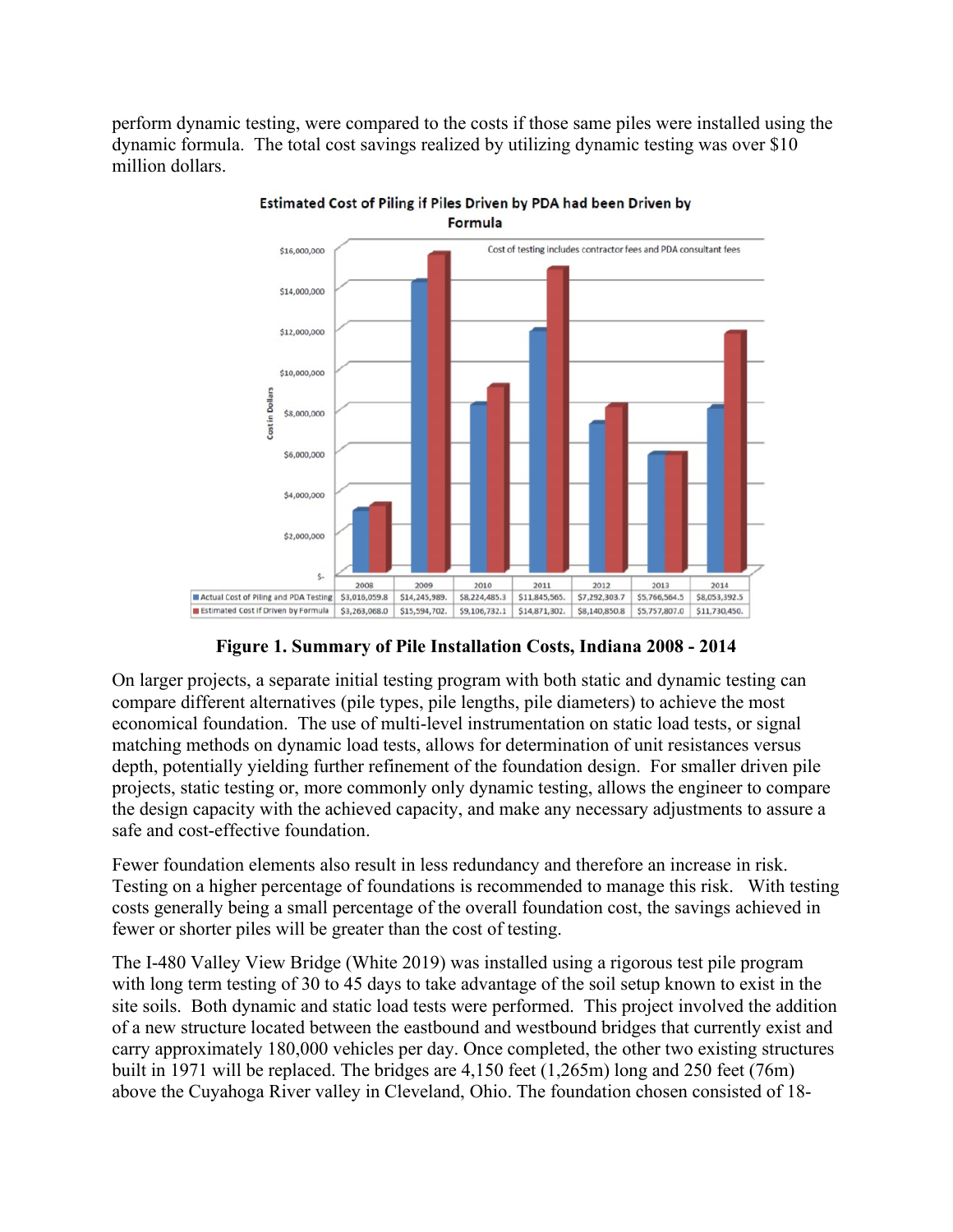perform dynamic testing, were compared to the costs if those same piles were installed using the dynamic formula. The total cost savings realized by utilizing dynamic testing was over $10 million dollars.

**Estimated Cost of Piling if Piles Driven by PDA had been Driven by Formula**

Cost of testing includes contractor fees and PDA consultant fees

| | 2008 | 2009 | 2010 | 2011 | 2012 | 2013 | 2014 |
|---|---|---|---|---|---|---|---|
| Actual Cost of Piling and PDA Testing | $3,016,059.8 | $14,245,989. | $8,224,485.3 | $11,845,565. | $7,292,303.7 | $5,766,564.5 | $8,053,392.5 |
| Estimated Cost if Driven by Formula | $3,263,068.0 | $15,594,702. | $9,106,732.1 | $14,871,302. | $8,140,850.8 | $5,757,807.0 | $11,730,450. |

**Figure 1. Summary of Pile Installation Costs, Indiana 2008 - 2014**

On larger projects, a separate initial testing program with both static and dynamic testing can compare different alternatives (pile types, pile lengths, pile diameters) to achieve the most economical foundation. The use of multi-level instrumentation on static load tests, or signal matching methods on dynamic load tests, allows for determination of unit resistances versus depth, potentially yielding further refinement of the foundation design. For smaller driven pile projects, static testing or, more commonly only dynamic testing, allows the engineer to compare the design capacity with the achieved capacity, and make any necessary adjustments to assure a safe and cost-effective foundation.

Fewer foundation elements also result in less redundancy and therefore an increase in risk. Testing on a higher percentage of foundations is recommended to manage this risk. With testing costs generally being a small percentage of the overall foundation cost, the savings achieved in fewer or shorter piles will be greater than the cost of testing.

The I-480 Valley View Bridge (White 2019) was installed using a rigorous test pile program with long term testing of 30 to 45 days to take advantage of the soil setup known to exist in the site soils. Both dynamic and static load tests were performed. This project involved the addition of a new structure located between the eastbound and westbound bridges that currently exist and carry approximately 180,000 vehicles per day. Once completed, the other two existing structures built in 1971 will be replaced. The bridges are 4,150 feet (1,265m) long and 250 feet (76m) above the Cuyahoga River valley in Cleveland, Ohio. The foundation chosen consisted of 18-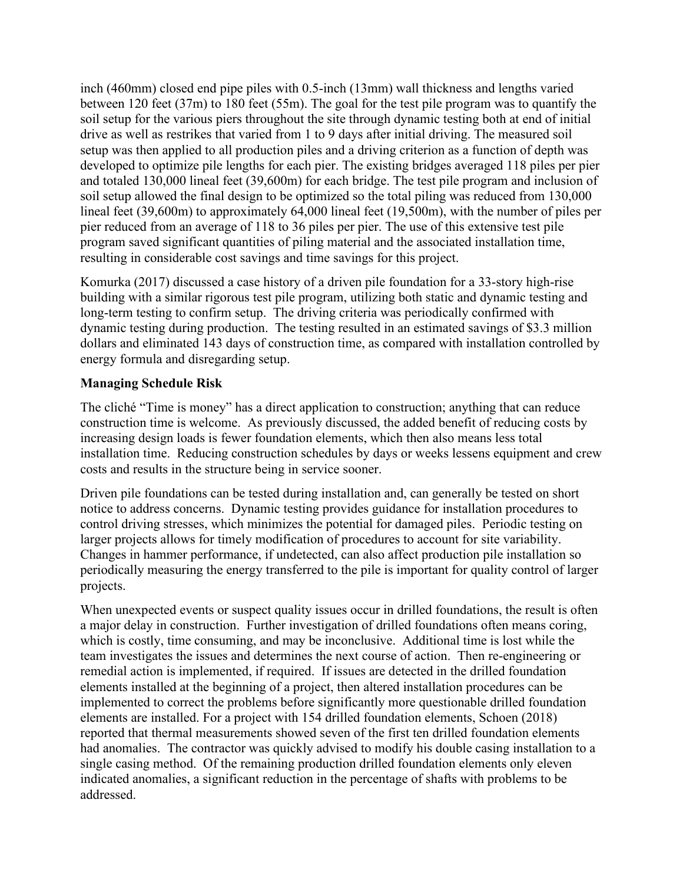inch (460mm) closed end pipe piles with 0.5-inch (13mm) wall thickness and lengths varied between 120 feet (37m) to 180 feet (55m). The goal for the test pile program was to quantify the soil setup for the various piers throughout the site through dynamic testing both at end of initial drive as well as restrikes that varied from 1 to 9 days after initial driving. The measured soil setup was then applied to all production piles and a driving criterion as a function of depth was developed to optimize pile lengths for each pier. The existing bridges averaged 118 piles per pier and totaled 130,000 lineal feet (39,600m) for each bridge. The test pile program and inclusion of soil setup allowed the final design to be optimized so the total piling was reduced from 130,000 lineal feet (39,600m) to approximately 64,000 lineal feet (19,500m), with the number of piles per pier reduced from an average of 118 to 36 piles per pier. The use of this extensive test pile program saved significant quantities of piling material and the associated installation time, resulting in considerable cost savings and time savings for this project.

Komurka (2017) discussed a case history of a driven pile foundation for a 33-story high-rise building with a similar rigorous test pile program, utilizing both static and dynamic testing and long-term testing to confirm setup. The driving criteria was periodically confirmed with dynamic testing during production. The testing resulted in an estimated savings of $3.3 million dollars and eliminated 143 days of construction time, as compared with installation controlled by energy formula and disregarding setup.

**Managing Schedule Risk**

The cliché "Time is money" has a direct application to construction; anything that can reduce construction time is welcome. As previously discussed, the added benefit of reducing costs by increasing design loads is fewer foundation elements, which then also means less total installation time. Reducing construction schedules by days or weeks lessens equipment and crew costs and results in the structure being in service sooner.

Driven pile foundations can be tested during installation and, can generally be tested on short notice to address concerns. Dynamic testing provides guidance for installation procedures to control driving stresses, which minimizes the potential for damaged piles. Periodic testing on larger projects allows for timely modification of procedures to account for site variability. Changes in hammer performance, if undetected, can also affect production pile installation so periodically measuring the energy transferred to the pile is important for quality control of larger projects.

When unexpected events or suspect quality issues occur in drilled foundations, the result is often a major delay in construction. Further investigation of drilled foundations often means coring, which is costly, time consuming, and may be inconclusive. Additional time is lost while the team investigates the issues and determines the next course of action. Then re-engineering or remedial action is implemented, if required. If issues are detected in the drilled foundation elements installed at the beginning of a project, then altered installation procedures can be implemented to correct the problems before significantly more questionable drilled foundation elements are installed. For a project with 154 drilled foundation elements, Schoen (2018) reported that thermal measurements showed seven of the first ten drilled foundation elements had anomalies. The contractor was quickly advised to modify his double casing installation to a single casing method. Of the remaining production drilled foundation elements only eleven indicated anomalies, a significant reduction in the percentage of shafts with problems to be addressed.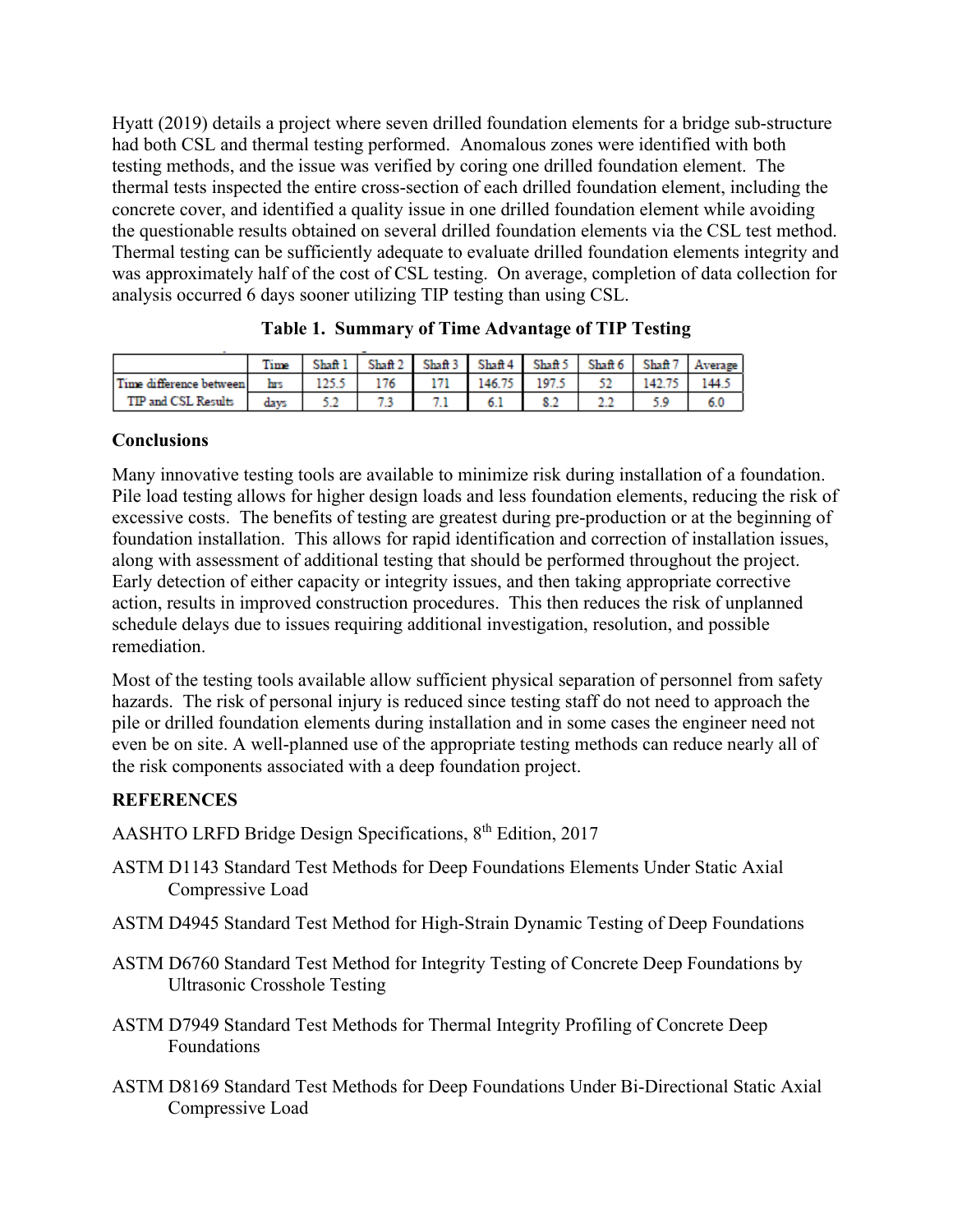Hyatt (2019) details a project where seven drilled foundation elements for a bridge sub-structure had both CSL and thermal testing performed. Anomalous zones were identified with both testing methods, and the issue was verified by coring one drilled foundation element. The thermal tests inspected the entire cross-section of each drilled foundation element, including the concrete cover, and identified a quality issue in one drilled foundation element while avoiding the questionable results obtained on several drilled foundation elements via the CSL test method. Thermal testing can be sufficiently adequate to evaluate drilled foundation elements integrity and was approximately half of the cost of CSL testing. On average, completion of data collection for analysis occurred 6 days sooner utilizing TIP testing than using CSL.

**Table 1. Summary of Time Advantage of TIP Testing**

| | Time | Shaft 1 | Shaft 2 | Shaft 3 | Shaft 4 | Shaft 5 | Shaft 6 | Shaft 7 | Average |
|---|---|---|---|---|---|---|---|---|---|
| Time difference between TIP and CSL Results | hrs | 125.5 | 176 | 171 | 146.75 | 197.5 | 52 | 142.75 | 144.5 |
| | days | 5.2 | 7.3 | 7.1 | 6.1 | 8.2 | 2.2 | 5.9 | 6.0 |

## Conclusions

Many innovative testing tools are available to minimize risk during installation of a foundation. Pile load testing allows for higher design loads and less foundation elements, reducing the risk of excessive costs. The benefits of testing are greatest during pre-production or at the beginning of foundation installation. This allows for rapid identification and correction of installation issues, along with assessment of additional testing that should be performed throughout the project. Early detection of either capacity or integrity issues, and then taking appropriate corrective action, results in improved construction procedures. This then reduces the risk of unplanned schedule delays due to issues requiring additional investigation, resolution, and possible remediation.

Most of the testing tools available allow sufficient physical separation of personnel from safety hazards. The risk of personal injury is reduced since testing staff do not need to approach the pile or drilled foundation elements during installation and in some cases the engineer need not even be on site. A well-planned use of the appropriate testing methods can reduce nearly all of the risk components associated with a deep foundation project.

## REFERENCES

AASHTO LRFD Bridge Design Specifications, 8th Edition, 2017

ASTM D1143 Standard Test Methods for Deep Foundations Elements Under Static Axial Compressive Load

ASTM D4945 Standard Test Method for High-Strain Dynamic Testing of Deep Foundations

ASTM D6760 Standard Test Method for Integrity Testing of Concrete Deep Foundations by Ultrasonic Crosshole Testing

ASTM D7949 Standard Test Methods for Thermal Integrity Profiling of Concrete Deep Foundations

ASTM D8169 Standard Test Methods for Deep Foundations Under Bi-Directional Static Axial Compressive Load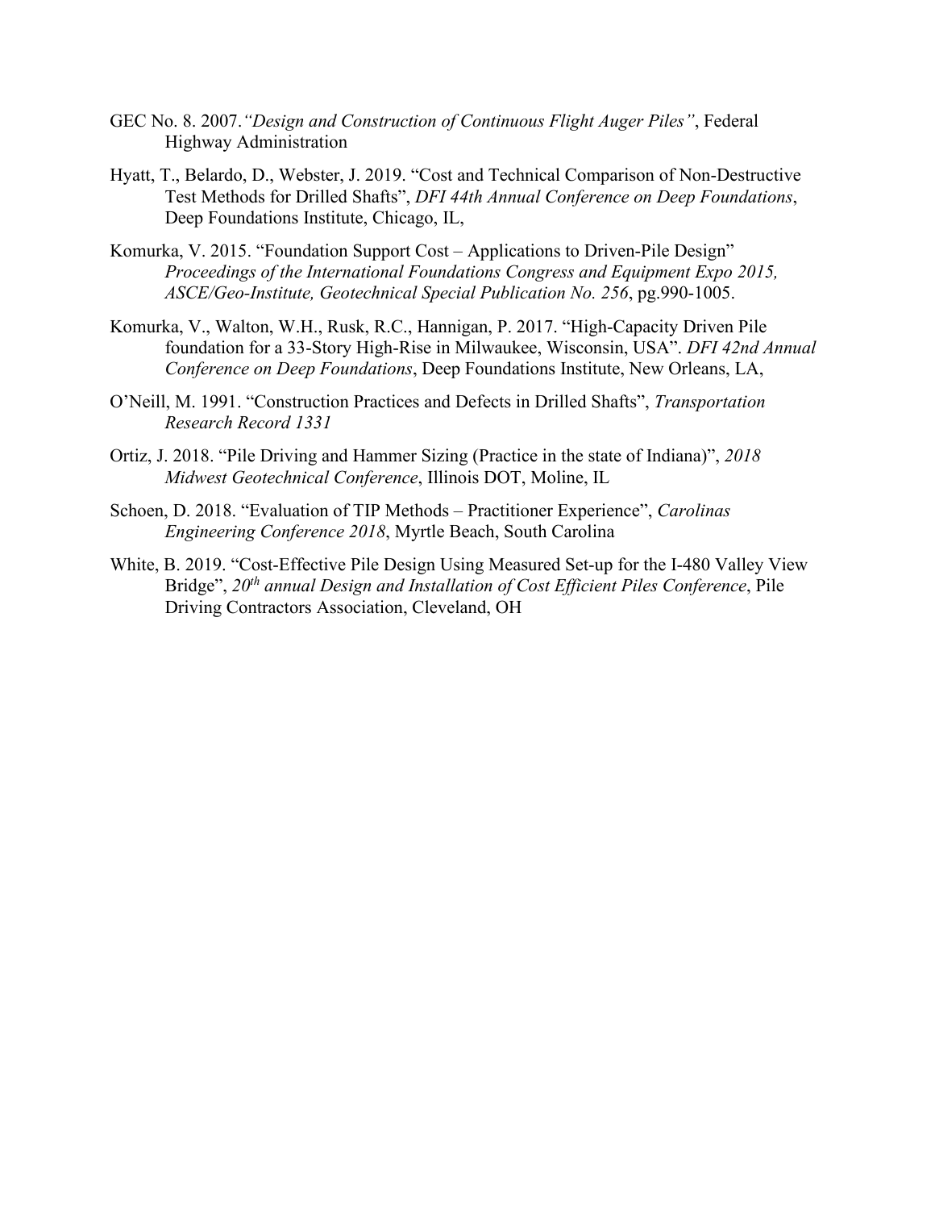GEC No. 8. 2007. *"Design and Construction of Continuous Flight Auger Piles"*, Federal Highway Administration

Hyatt, T., Belardo, D., Webster, J. 2019. "Cost and Technical Comparison of Non-Destructive Test Methods for Drilled Shafts", *DFI 44th Annual Conference on Deep Foundations*, Deep Foundations Institute, Chicago, IL,

Komurka, V. 2015. "Foundation Support Cost – Applications to Driven-Pile Design" *Proceedings of the International Foundations Congress and Equipment Expo 2015, ASCE/Geo-Institute, Geotechnical Special Publication No. 256*, pg.990-1005.

Komurka, V., Walton, W.H., Rusk, R.C., Hannigan, P. 2017. "High-Capacity Driven Pile foundation for a 33-Story High-Rise in Milwaukee, Wisconsin, USA". *DFI 42nd Annual Conference on Deep Foundations*, Deep Foundations Institute, New Orleans, LA,

O'Neill, M. 1991. "Construction Practices and Defects in Drilled Shafts", *Transportation Research Record 1331*

Ortiz, J. 2018. "Pile Driving and Hammer Sizing (Practice in the state of Indiana)", *2018 Midwest Geotechnical Conference*, Illinois DOT, Moline, IL

Schoen, D. 2018. "Evaluation of TIP Methods – Practitioner Experience", *Carolinas Engineering Conference 2018*, Myrtle Beach, South Carolina

White, B. 2019. "Cost-Effective Pile Design Using Measured Set-up for the I-480 Valley View Bridge", *20th annual Design and Installation of Cost Efficient Piles Conference*, Pile Driving Contractors Association, Cleveland, OH